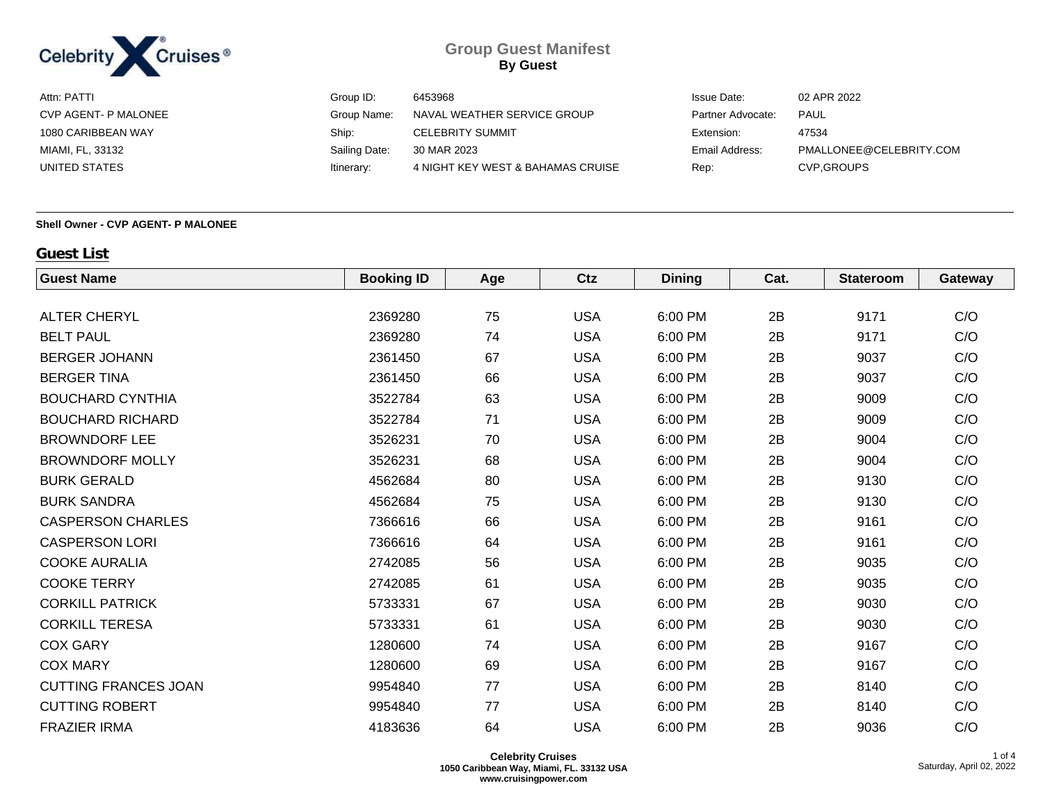# Group Guest Manifest

**By Guest**

| | | | | | |
|---|---|---|---|---|---|
| Attn: PATTI | Group ID: | 6453968 | Issue Date: | 02 APR 2022 |
| CVP AGENT- P MALONEE | Group Name: | NAVAL WEATHER SERVICE GROUP | Partner Advocate: | PAUL |
| 1080 CARIBBEAN WAY | Ship: | CELEBRITY SUMMIT | Extension: | 47534 |
| MIAMI, FL, 33132 | Sailing Date: | 30 MAR 2023 | Email Address: | PMALLONEE@CELEBRITY.COM |
| UNITED STATES | Itinerary: | 4 NIGHT KEY WEST & BAHAMAS CRUISE | Rep: | CVP,GROUPS |

**Shell Owner - CVP AGENT- P MALONEE**

## Guest List

| Guest Name | Booking ID | Age | Ctz | Dining | Cat. | Stateroom | Gateway |
|---|---|---|---|---|---|---|---|
| ALTER CHERYL | 2369280 | 75 | USA | 6:00 PM | 2B | 9171 | C/O |
| BELT PAUL | 2369280 | 74 | USA | 6:00 PM | 2B | 9171 | C/O |
| BERGER JOHANN | 2361450 | 67 | USA | 6:00 PM | 2B | 9037 | C/O |
| BERGER TINA | 2361450 | 66 | USA | 6:00 PM | 2B | 9037 | C/O |
| BOUCHARD CYNTHIA | 3522784 | 63 | USA | 6:00 PM | 2B | 9009 | C/O |
| BOUCHARD RICHARD | 3522784 | 71 | USA | 6:00 PM | 2B | 9009 | C/O |
| BROWNDORF LEE | 3526231 | 70 | USA | 6:00 PM | 2B | 9004 | C/O |
| BROWNDORF MOLLY | 3526231 | 68 | USA | 6:00 PM | 2B | 9004 | C/O |
| BURK GERALD | 4562684 | 80 | USA | 6:00 PM | 2B | 9130 | C/O |
| BURK SANDRA | 4562684 | 75 | USA | 6:00 PM | 2B | 9130 | C/O |
| CASPERSON CHARLES | 7366616 | 66 | USA | 6:00 PM | 2B | 9161 | C/O |
| CASPERSON LORI | 7366616 | 64 | USA | 6:00 PM | 2B | 9161 | C/O |
| COOKE AURALIA | 2742085 | 56 | USA | 6:00 PM | 2B | 9035 | C/O |
| COOKE TERRY | 2742085 | 61 | USA | 6:00 PM | 2B | 9035 | C/O |
| CORKILL PATRICK | 5733331 | 67 | USA | 6:00 PM | 2B | 9030 | C/O |
| CORKILL TERESA | 5733331 | 61 | USA | 6:00 PM | 2B | 9030 | C/O |
| COX GARY | 1280600 | 74 | USA | 6:00 PM | 2B | 9167 | C/O |
| COX MARY | 1280600 | 69 | USA | 6:00 PM | 2B | 9167 | C/O |
| CUTTING FRANCES JOAN | 9954840 | 77 | USA | 6:00 PM | 2B | 8140 | C/O |
| CUTTING ROBERT | 9954840 | 77 | USA | 6:00 PM | 2B | 8140 | C/O |
| FRAZIER IRMA | 4183636 | 64 | USA | 6:00 PM | 2B | 9036 | C/O |

**Celebrity Cruises**
**1050 Caribbean Way, Miami, FL. 33132 USA**
**www.cruisingpower.com**

Saturday, April 02, 2022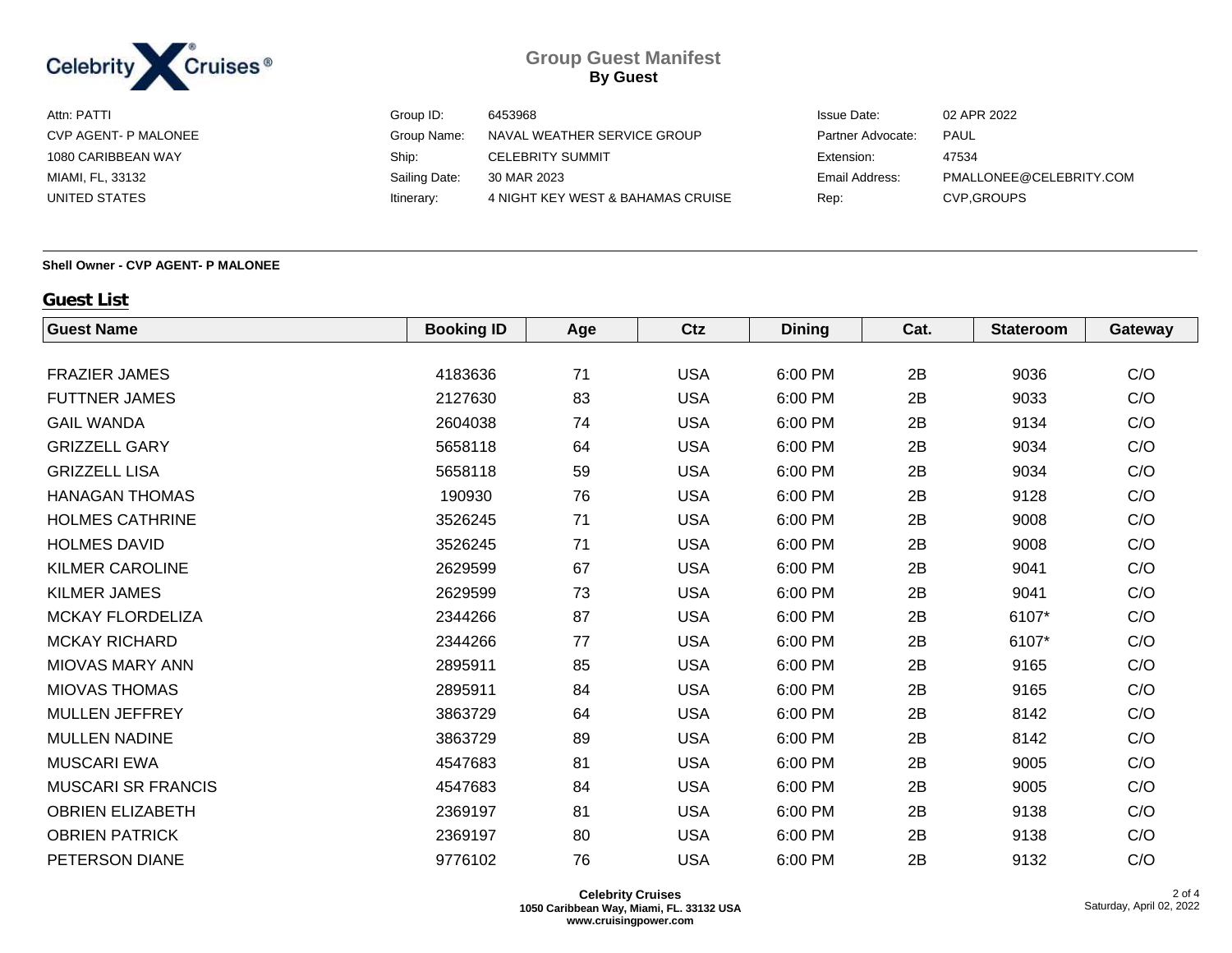# Group Guest Manifest
**By Guest**

| | | | | | |
|---|---|---|---|---|---|
| Attn: PATTI | Group ID: | 6453968 | Issue Date: | 02 APR 2022 | |
| CVP AGENT- P MALONEE | Group Name: | NAVAL WEATHER SERVICE GROUP | Partner Advocate: | PAUL | |
| 1080 CARIBBEAN WAY | Ship: | CELEBRITY SUMMIT | Extension: | 47534 | |
| MIAMI, FL, 33132 | Sailing Date: | 30 MAR 2023 | Email Address: | PMALLONEE@CELEBRITY.COM | |
| UNITED STATES | Itinerary: | 4 NIGHT KEY WEST & BAHAMAS CRUISE | Rep: | CVP,GROUPS | |

**Shell Owner - CVP AGENT- P MALONEE**

## Guest List

| Guest Name | Booking ID | Age | Ctz | Dining | Cat. | Stateroom | Gateway |
|---|---|---|---|---|---|---|---|
| FRAZIER JAMES | 4183636 | 71 | USA | 6:00 PM | 2B | 9036 | C/O |
| FUTTNER JAMES | 2127630 | 83 | USA | 6:00 PM | 2B | 9033 | C/O |
| GAIL WANDA | 2604038 | 74 | USA | 6:00 PM | 2B | 9134 | C/O |
| GRIZZELL GARY | 5658118 | 64 | USA | 6:00 PM | 2B | 9034 | C/O |
| GRIZZELL LISA | 5658118 | 59 | USA | 6:00 PM | 2B | 9034 | C/O |
| HANAGAN THOMAS | 190930 | 76 | USA | 6:00 PM | 2B | 9128 | C/O |
| HOLMES CATHRINE | 3526245 | 71 | USA | 6:00 PM | 2B | 9008 | C/O |
| HOLMES DAVID | 3526245 | 71 | USA | 6:00 PM | 2B | 9008 | C/O |
| KILMER CAROLINE | 2629599 | 67 | USA | 6:00 PM | 2B | 9041 | C/O |
| KILMER JAMES | 2629599 | 73 | USA | 6:00 PM | 2B | 9041 | C/O |
| MCKAY FLORDELIZA | 2344266 | 87 | USA | 6:00 PM | 2B | 6107* | C/O |
| MCKAY RICHARD | 2344266 | 77 | USA | 6:00 PM | 2B | 6107* | C/O |
| MIOVAS MARY ANN | 2895911 | 85 | USA | 6:00 PM | 2B | 9165 | C/O |
| MIOVAS THOMAS | 2895911 | 84 | USA | 6:00 PM | 2B | 9165 | C/O |
| MULLEN JEFFREY | 3863729 | 64 | USA | 6:00 PM | 2B | 8142 | C/O |
| MULLEN NADINE | 3863729 | 89 | USA | 6:00 PM | 2B | 8142 | C/O |
| MUSCARI EWA | 4547683 | 81 | USA | 6:00 PM | 2B | 9005 | C/O |
| MUSCARI SR FRANCIS | 4547683 | 84 | USA | 6:00 PM | 2B | 9005 | C/O |
| OBRIEN ELIZABETH | 2369197 | 81 | USA | 6:00 PM | 2B | 9138 | C/O |
| OBRIEN PATRICK | 2369197 | 80 | USA | 6:00 PM | 2B | 9138 | C/O |
| PETERSON DIANE | 9776102 | 76 | USA | 6:00 PM | 2B | 9132 | C/O |

**Celebrity Cruises**
**1050 Caribbean Way, Miami, FL. 33132 USA**
**www.cruisingpower.com**

Saturday, April 02, 2022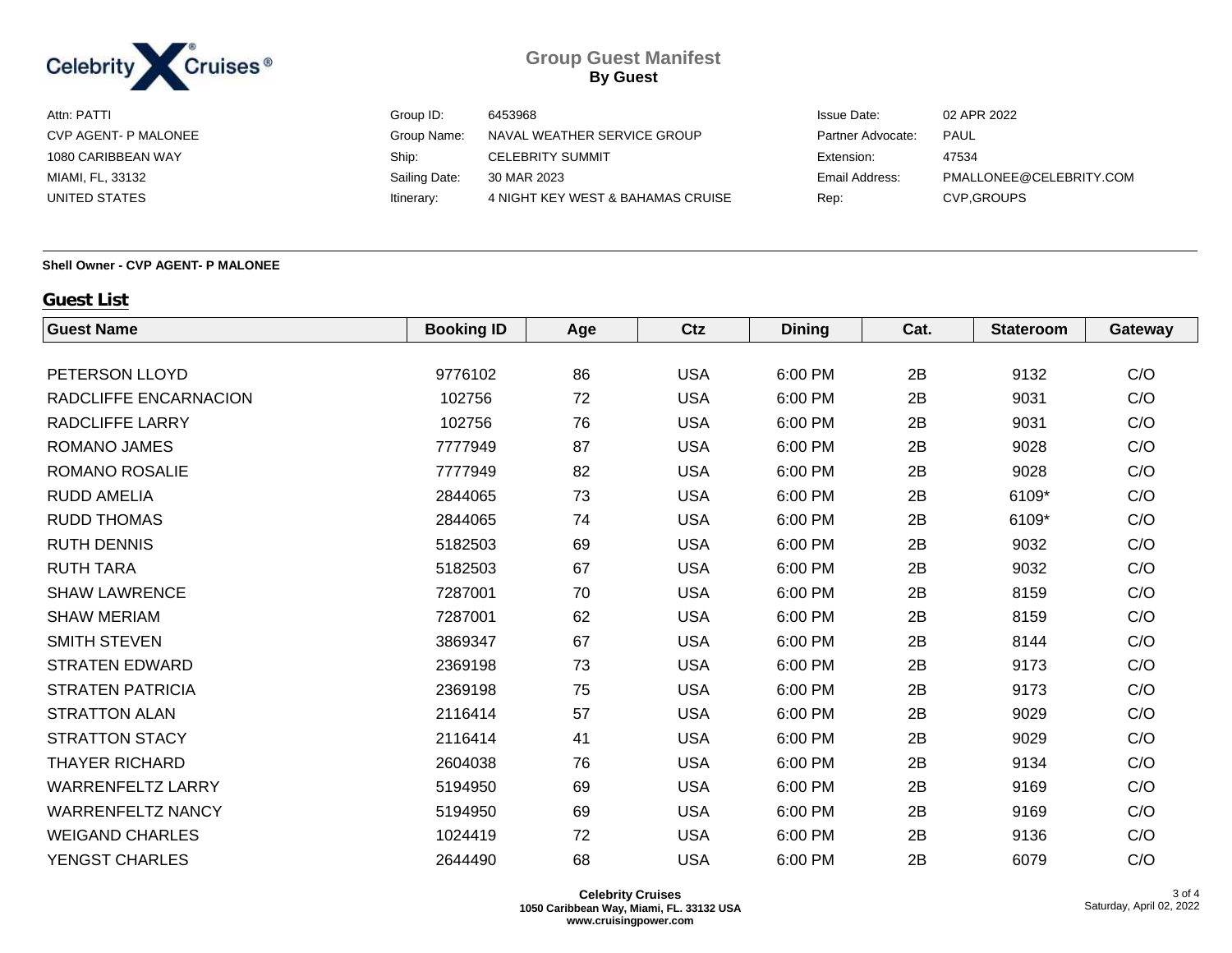Celebrity Cruises®

# Group Guest Manifest
**By Guest**

| | | | | | |
|---|---|---|---|---|---|
| Attn: PATTI | | Group ID: | 6453968 | Issue Date: | 02 APR 2022 |
| CVP AGENT- P MALONEE | | Group Name: | NAVAL WEATHER SERVICE GROUP | Partner Advocate: | PAUL |
| 1080 CARIBBEAN WAY | | Ship: | CELEBRITY SUMMIT | Extension: | 47534 |
| MIAMI, FL, 33132 | | Sailing Date: | 30 MAR 2023 | Email Address: | PMALLONEE@CELEBRITY.COM |
| UNITED STATES | | Itinerary: | 4 NIGHT KEY WEST & BAHAMAS CRUISE | Rep: | CVP,GROUPS |

**Shell Owner - CVP AGENT- P MALONEE**

## Guest List

| Guest Name | Booking ID | Age | Ctz | Dining | Cat. | Stateroom | Gateway |
|---|---|---|---|---|---|---|---|
| PETERSON LLOYD | 9776102 | 86 | USA | 6:00 PM | 2B | 9132 | C/O |
| RADCLIFFE ENCARNACION | 102756 | 72 | USA | 6:00 PM | 2B | 9031 | C/O |
| RADCLIFFE LARRY | 102756 | 76 | USA | 6:00 PM | 2B | 9031 | C/O |
| ROMANO JAMES | 7777949 | 87 | USA | 6:00 PM | 2B | 9028 | C/O |
| ROMANO ROSALIE | 7777949 | 82 | USA | 6:00 PM | 2B | 9028 | C/O |
| RUDD AMELIA | 2844065 | 73 | USA | 6:00 PM | 2B | 6109* | C/O |
| RUDD THOMAS | 2844065 | 74 | USA | 6:00 PM | 2B | 6109* | C/O |
| RUTH DENNIS | 5182503 | 69 | USA | 6:00 PM | 2B | 9032 | C/O |
| RUTH TARA | 5182503 | 67 | USA | 6:00 PM | 2B | 9032 | C/O |
| SHAW LAWRENCE | 7287001 | 70 | USA | 6:00 PM | 2B | 8159 | C/O |
| SHAW MERIAM | 7287001 | 62 | USA | 6:00 PM | 2B | 8159 | C/O |
| SMITH STEVEN | 3869347 | 67 | USA | 6:00 PM | 2B | 8144 | C/O |
| STRATEN EDWARD | 2369198 | 73 | USA | 6:00 PM | 2B | 9173 | C/O |
| STRATEN PATRICIA | 2369198 | 75 | USA | 6:00 PM | 2B | 9173 | C/O |
| STRATTON ALAN | 2116414 | 57 | USA | 6:00 PM | 2B | 9029 | C/O |
| STRATTON STACY | 2116414 | 41 | USA | 6:00 PM | 2B | 9029 | C/O |
| THAYER RICHARD | 2604038 | 76 | USA | 6:00 PM | 2B | 9134 | C/O |
| WARRENFELTZ LARRY | 5194950 | 69 | USA | 6:00 PM | 2B | 9169 | C/O |
| WARRENFELTZ NANCY | 5194950 | 69 | USA | 6:00 PM | 2B | 9169 | C/O |
| WEIGAND CHARLES | 1024419 | 72 | USA | 6:00 PM | 2B | 9136 | C/O |
| YENGST CHARLES | 2644490 | 68 | USA | 6:00 PM | 2B | 6079 | C/O |

**Celebrity Cruises**
**1050 Caribbean Way, Miami, FL. 33132 USA**
**www.cruisingpower.com**

Saturday, April 02, 2022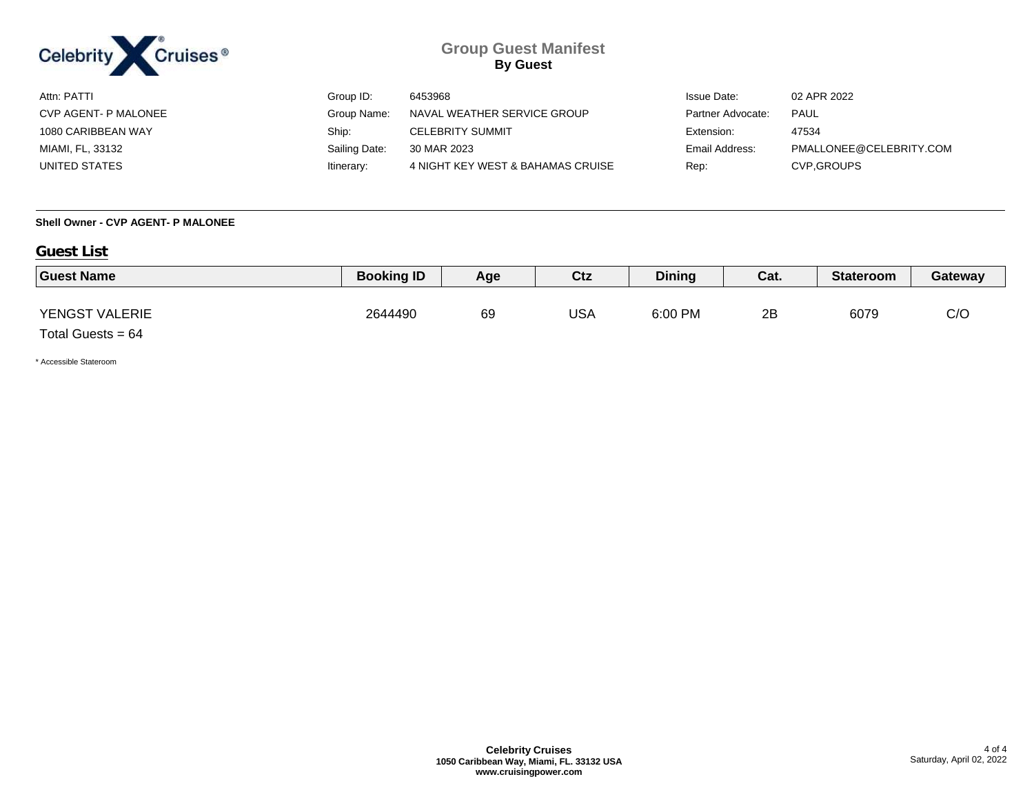Celebrity Cruises®

# Group Guest Manifest
**By Guest**

| | | | | | |
|---|---|---|---|---|---|
| Attn: PATTI | Group ID: | 6453968 | Issue Date: | 02 APR 2022 |
| CVP AGENT- P MALONEE | Group Name: | NAVAL WEATHER SERVICE GROUP | Partner Advocate: | PAUL |
| 1080 CARIBBEAN WAY | Ship: | CELEBRITY SUMMIT | Extension: | 47534 |
| MIAMI, FL, 33132 | Sailing Date: | 30 MAR 2023 | Email Address: | PMALLONEE@CELEBRITY.COM |
| UNITED STATES | Itinerary: | 4 NIGHT KEY WEST & BAHAMAS CRUISE | Rep: | CVP,GROUPS |

**Shell Owner - CVP AGENT- P MALONEE**

## Guest List

| Guest Name | Booking ID | Age | Ctz | Dining | Cat. | Stateroom | Gateway |
|---|---|---|---|---|---|---|---|
| YENGST VALERIE | 2644490 | 69 | USA | 6:00 PM | 2B | 6079 | C/O |

Total Guests = 64

* Accessible Stateroom

**Celebrity Cruises**
**1050 Caribbean Way, Miami, FL. 33132 USA**
**www.cruisingpower.com**

Saturday, April 02, 2022